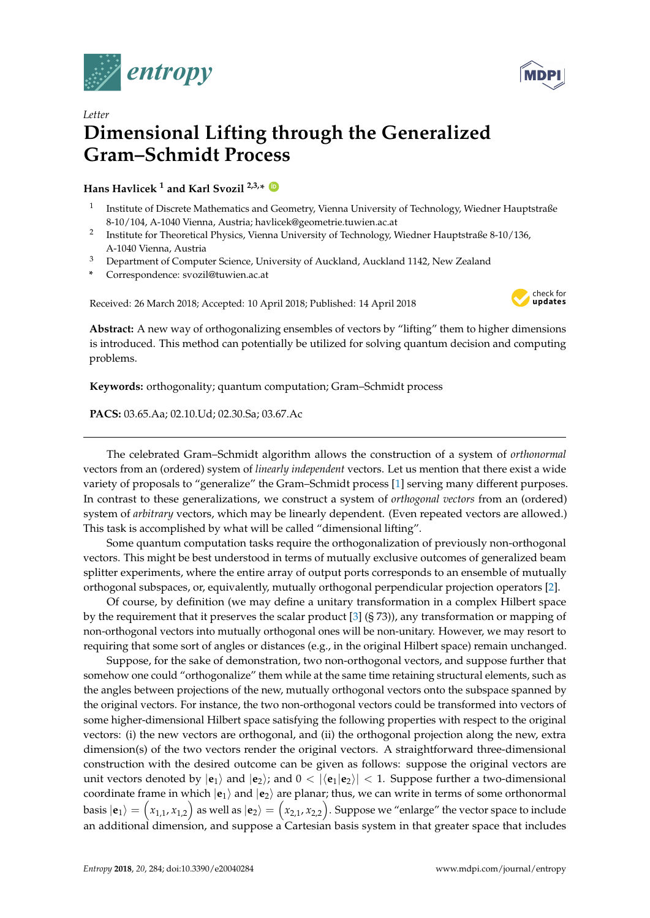*Letter*

# Dimensional Lifting through the Generalized Gram–Schmidt Process

**Hans Havlicek [1] and Karl Svozil [2,3,*]**

[1] Institute of Discrete Mathematics and Geometry, Vienna University of Technology, Wiedner Hauptstraße 8-10/104, A-1040 Vienna, Austria; havlicek@geometrie.tuwien.ac.at

[2] Institute for Theoretical Physics, Vienna University of Technology, Wiedner Hauptstraße 8-10/136, A-1040 Vienna, Austria

[3] Department of Computer Science, University of Auckland, Auckland 1142, New Zealand

[*] Correspondence: svozil@tuwien.ac.at

Received: 26 March 2018; Accepted: 10 April 2018; Published: 14 April 2018

**Abstract:** A new way of orthogonalizing ensembles of vectors by "lifting" them to higher dimensions is introduced. This method can potentially be utilized for solving quantum decision and computing problems.

**Keywords:** orthogonality; quantum computation; Gram–Schmidt process

**PACS:** 03.65.Aa; 02.10.Ud; 02.30.Sa; 03.67.Ac

---

The celebrated Gram–Schmidt algorithm allows the construction of a system of *orthonormal* vectors from an (ordered) system of *linearly independent* vectors. Let us mention that there exist a wide variety of proposals to "generalize" the Gram–Schmidt process [1] serving many different purposes. In contrast to these generalizations, we construct a system of *orthogonal vectors* from an (ordered) system of *arbitrary* vectors, which may be linearly dependent. (Even repeated vectors are allowed.) This task is accomplished by what will be called "dimensional lifting".

Some quantum computation tasks require the orthogonalization of previously non-orthogonal vectors. This might be best understood in terms of mutually exclusive outcomes of generalized beam splitter experiments, where the entire array of output ports corresponds to an ensemble of mutually orthogonal subspaces, or, equivalently, mutually orthogonal perpendicular projection operators [2].

Of course, by definition (we may define a unitary transformation in a complex Hilbert space by the requirement that it preserves the scalar product [3] (§ 73)), any transformation or mapping of non-orthogonal vectors into mutually orthogonal ones will be non-unitary. However, we may resort to requiring that some sort of angles or distances (e.g., in the original Hilbert space) remain unchanged.

Suppose, for the sake of demonstration, two non-orthogonal vectors, and suppose further that somehow one could "orthogonalize" them while at the same time retaining structural elements, such as the angles between projections of the new, mutually orthogonal vectors onto the subspace spanned by the original vectors. For instance, the two non-orthogonal vectors could be transformed into vectors of some higher-dimensional Hilbert space satisfying the following properties with respect to the original vectors: (i) the new vectors are orthogonal, and (ii) the orthogonal projection along the new, extra dimension(s) of the two vectors render the original vectors. A straightforward three-dimensional construction with the desired outcome can be given as follows: suppose the original vectors are unit vectors denoted by $|\mathbf{e}_1\rangle$ and $|\mathbf{e}_2\rangle$; and $0 < |\langle \mathbf{e}_1|\mathbf{e}_2\rangle| < 1$. Suppose further a two-dimensional coordinate frame in which $|\mathbf{e}_1\rangle$ and $|\mathbf{e}_2\rangle$ are planar; thus, we can write in terms of some orthonormal basis $|\mathbf{e}_1\rangle = \left(x_{1,1}, x_{1,2}\right)$ as well as $|\mathbf{e}_2\rangle = \left(x_{2,1}, x_{2,2}\right)$. Suppose we "enlarge" the vector space to include an additional dimension, and suppose a Cartesian basis system in that greater space that includes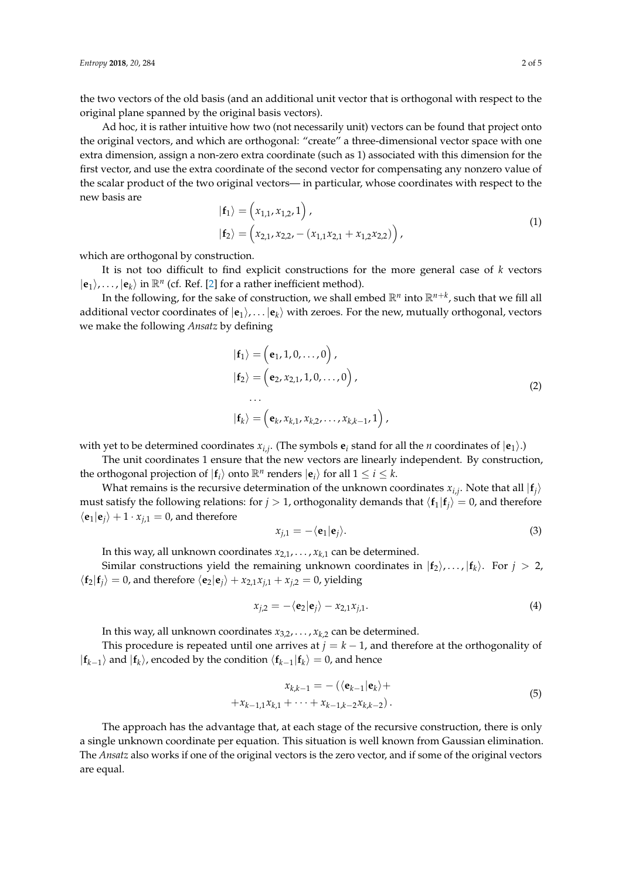the two vectors of the old basis (and an additional unit vector that is orthogonal with respect to the original plane spanned by the original basis vectors).

Ad hoc, it is rather intuitive how two (not necessarily unit) vectors can be found that project onto the original vectors, and which are orthogonal: "create" a three-dimensional vector space with one extra dimension, assign a non-zero extra coordinate (such as 1) associated with this dimension for the first vector, and use the extra coordinate of the second vector for compensating any nonzero value of the scalar product of the two original vectors— in particular, whose coordinates with respect to the new basis are

$$
\begin{aligned}
|\mathbf{f}_1\rangle &= \left(x_{1,1}, x_{1,2}, 1\right), \\
|\mathbf{f}_2\rangle &= \left(x_{2,1}, x_{2,2}, -\left(x_{1,1}x_{2,1} + x_{1,2}x_{2,2}\right)\right),
\end{aligned} \tag{1}
$$

which are orthogonal by construction.

It is not too difficult to find explicit constructions for the more general case of $k$ vectors $|\mathbf{e}_1\rangle, \ldots, |\mathbf{e}_k\rangle$ in $\mathbb{R}^n$ (cf. Ref. [2] for a rather inefficient method).

In the following, for the sake of construction, we shall embed $\mathbb{R}^n$ into $\mathbb{R}^{n+k}$, such that we fill all additional vector coordinates of $|\mathbf{e}_1\rangle, \ldots |\mathbf{e}_k\rangle$ with zeroes. For the new, mutually orthogonal, vectors we make the following *Ansatz* by defining

$$
\begin{aligned}
|\mathbf{f}_1\rangle &= \left(\mathbf{e}_1, 1, 0, \ldots, 0\right), \\
|\mathbf{f}_2\rangle &= \left(\mathbf{e}_2, x_{2,1}, 1, 0, \ldots, 0\right), \\
&\cdots \\
|\mathbf{f}_k\rangle &= \left(\mathbf{e}_k, x_{k,1}, x_{k,2}, \ldots, x_{k,k-1}, 1\right),
\end{aligned} \tag{2}
$$

with yet to be determined coordinates $x_{i,j}$. (The symbols $\mathbf{e}_i$ stand for all the $n$ coordinates of $|\mathbf{e}_1\rangle$.)

The unit coordinates 1 ensure that the new vectors are linearly independent. By construction, the orthogonal projection of $|\mathbf{f}_i\rangle$ onto $\mathbb{R}^n$ renders $|\mathbf{e}_i\rangle$ for all $1 \le i \le k$.

What remains is the recursive determination of the unknown coordinates $x_{i,j}$. Note that all $|\mathbf{f}_j\rangle$ must satisfy the following relations: for $j > 1$, orthogonality demands that $\langle \mathbf{f}_1 | \mathbf{f}_j \rangle = 0$, and therefore $\langle \mathbf{e}_1 | \mathbf{e}_j \rangle + 1 \cdot x_{j,1} = 0$, and therefore

$$
x_{j,1} = -\langle \mathbf{e}_1 | \mathbf{e}_j \rangle. \tag{3}
$$

In this way, all unknown coordinates $x_{2,1}, \ldots, x_{k,1}$ can be determined.

Similar constructions yield the remaining unknown coordinates in $|\mathbf{f}_2\rangle, \ldots, |\mathbf{f}_k\rangle$. For $j > 2$, $\langle \mathbf{f}_2 | \mathbf{f}_j \rangle = 0$, and therefore $\langle \mathbf{e}_2 | \mathbf{e}_j \rangle + x_{2,1}x_{j,1} + x_{j,2} = 0$, yielding

$$
x_{j,2} = -\langle \mathbf{e}_2 | \mathbf{e}_j \rangle - x_{2,1}x_{j,1}. \tag{4}
$$

In this way, all unknown coordinates $x_{3,2}, \ldots, x_{k,2}$ can be determined.

This procedure is repeated until one arrives at $j = k - 1$, and therefore at the orthogonality of $|\mathbf{f}_{k-1}\rangle$ and $|\mathbf{f}_k\rangle$, encoded by the condition $\langle \mathbf{f}_{k-1} | \mathbf{f}_k \rangle = 0$, and hence

$$
\begin{aligned}
x_{k,k-1} = -\left(\langle \mathbf{e}_{k-1} | \mathbf{e}_k \rangle + \right. \\
\left. + x_{k-1,1}x_{k,1} + \cdots + x_{k-1,k-2}x_{k,k-2}\right).
\end{aligned} \tag{5}
$$

The approach has the advantage that, at each stage of the recursive construction, there is only a single unknown coordinate per equation. This situation is well known from Gaussian elimination. The *Ansatz* also works if one of the original vectors is the zero vector, and if some of the original vectors are equal.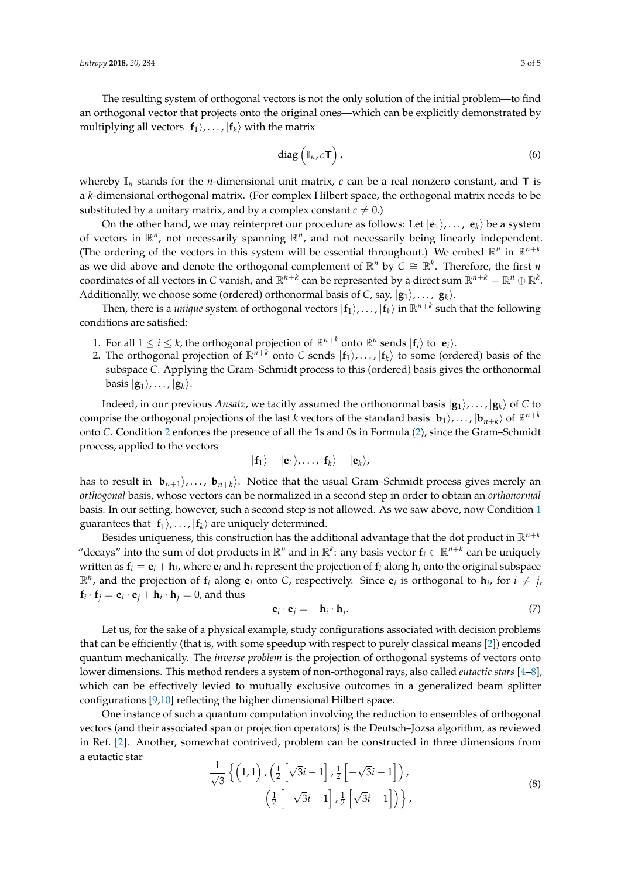The resulting system of orthogonal vectors is not the only solution of the initial problem—to find an orthogonal vector that projects onto the original ones—which can be explicitly demonstrated by multiplying all vectors $|\mathbf{f}_1\rangle, \dots, |\mathbf{f}_k\rangle$ with the matrix

$$\operatorname{diag}\left(\mathbb{I}_n, c\mathbf{T}\right), \tag{6}$$

whereby $\mathbb{I}_n$ stands for the $n$-dimensional unit matrix, $c$ can be a real nonzero constant, and $\mathbf{T}$ is a $k$-dimensional orthogonal matrix. (For complex Hilbert space, the orthogonal matrix needs to be substituted by a unitary matrix, and by a complex constant $c \neq 0$.)

On the other hand, we may reinterpret our procedure as follows: Let $|\mathbf{e}_1\rangle, \dots, |\mathbf{e}_k\rangle$ be a system of vectors in $\mathbb{R}^n$, not necessarily spanning $\mathbb{R}^n$, and not necessarily being linearly independent. (The ordering of the vectors in this system will be essential throughout.) We embed $\mathbb{R}^n$ in $\mathbb{R}^{n+k}$ as we did above and denote the orthogonal complement of $\mathbb{R}^n$ by $C \cong \mathbb{R}^k$. Therefore, the first $n$ coordinates of all vectors in $C$ vanish, and $\mathbb{R}^{n+k}$ can be represented by a direct sum $\mathbb{R}^{n+k} = \mathbb{R}^n \oplus \mathbb{R}^k$. Additionally, we choose some (ordered) orthonormal basis of $C$, say, $|\mathbf{g}_1\rangle, \dots, |\mathbf{g}_k\rangle$.

Then, there is a *unique* system of orthogonal vectors $|\mathbf{f}_1\rangle, \dots, |\mathbf{f}_k\rangle$ in $\mathbb{R}^{n+k}$ such that the following conditions are satisfied:

1. For all $1 \leq i \leq k$, the orthogonal projection of $\mathbb{R}^{n+k}$ onto $\mathbb{R}^n$ sends $|\mathbf{f}_i\rangle$ to $|\mathbf{e}_i\rangle$.
2. The orthogonal projection of $\mathbb{R}^{n+k}$ onto $C$ sends $|\mathbf{f}_1\rangle, \dots, |\mathbf{f}_k\rangle$ to some (ordered) basis of the subspace $C$. Applying the Gram–Schmidt process to this (ordered) basis gives the orthonormal basis $|\mathbf{g}_1\rangle, \dots, |\mathbf{g}_k\rangle$.

Indeed, in our previous *Ansatz*, we tacitly assumed the orthonormal basis $|\mathbf{g}_1\rangle, \dots, |\mathbf{g}_k\rangle$ of $C$ to comprise the orthogonal projections of the last $k$ vectors of the standard basis $|\mathbf{b}_1\rangle, \dots, |\mathbf{b}_{n+k}\rangle$ of $\mathbb{R}^{n+k}$ onto $C$. Condition 2 enforces the presence of all the 1s and 0s in Formula (2), since the Gram–Schmidt process, applied to the vectors

$$|\mathbf{f}_1\rangle - |\mathbf{e}_1\rangle, \dots, |\mathbf{f}_k\rangle - |\mathbf{e}_k\rangle,$$

has to result in $|\mathbf{b}_{n+1}\rangle, \dots, |\mathbf{b}_{n+k}\rangle$. Notice that the usual Gram–Schmidt process gives merely an *orthogonal* basis, whose vectors can be normalized in a second step in order to obtain an *orthonormal* basis. In our setting, however, such a second step is not allowed. As we saw above, now Condition 1 guarantees that $|\mathbf{f}_1\rangle, \dots, |\mathbf{f}_k\rangle$ are uniquely determined.

Besides uniqueness, this construction has the additional advantage that the dot product in $\mathbb{R}^{n+k}$ "decays" into the sum of dot products in $\mathbb{R}^n$ and in $\mathbb{R}^k$: any basis vector $\mathbf{f}_i \in \mathbb{R}^{n+k}$ can be uniquely written as $\mathbf{f}_i = \mathbf{e}_i + \mathbf{h}_i$, where $\mathbf{e}_i$ and $\mathbf{h}_i$ represent the projection of $\mathbf{f}_i$ along $\mathbf{h}_i$ onto the original subspace $\mathbb{R}^n$, and the projection of $\mathbf{f}_i$ along $\mathbf{e}_i$ onto $C$, respectively. Since $\mathbf{e}_i$ is orthogonal to $\mathbf{h}_i$, for $i \neq j$, $\mathbf{f}_i \cdot \mathbf{f}_j = \mathbf{e}_i \cdot \mathbf{e}_j + \mathbf{h}_i \cdot \mathbf{h}_j = 0$, and thus

$$\mathbf{e}_i \cdot \mathbf{e}_j = -\mathbf{h}_i \cdot \mathbf{h}_j. \tag{7}$$

Let us, for the sake of a physical example, study configurations associated with decision problems that can be efficiently (that is, with some speedup with respect to purely classical means [2]) encoded quantum mechanically. The *inverse problem* is the projection of orthogonal systems of vectors onto lower dimensions. This method renders a system of non-orthogonal rays, also called *eutactic stars* [4–8], which can be effectively levied to mutually exclusive outcomes in a generalized beam splitter configurations [9,10] reflecting the higher dimensional Hilbert space.

One instance of such a quantum computation involving the reduction to ensembles of orthogonal vectors (and their associated span or projection operators) is the Deutsch–Jozsa algorithm, as reviewed in Ref. [2]. Another, somewhat contrived, problem can be constructed in three dimensions from a eutactic star

$$\begin{aligned}\frac{1}{\sqrt{3}}\Big\{ \left(1,1\right), \left(\tfrac{1}{2}\left[\sqrt{3}i-1\right], \tfrac{1}{2}\left[-\sqrt{3}i-1\right]\right), \\ \left(\tfrac{1}{2}\left[-\sqrt{3}i-1\right], \tfrac{1}{2}\left[\sqrt{3}i-1\right]\right)\Big\},\end{aligned} \tag{8}$$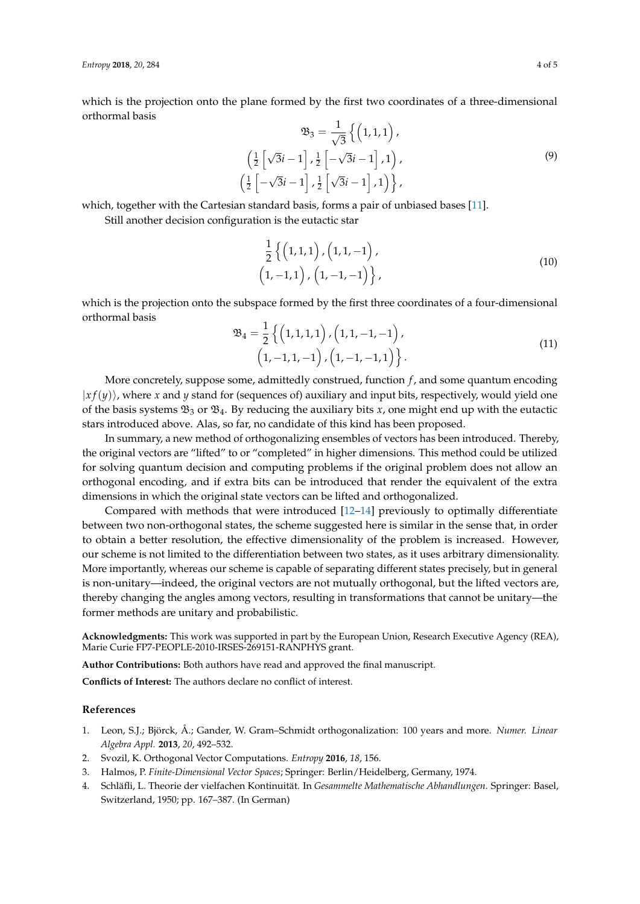which is the projection onto the plane formed by the first two coordinates of a three-dimensional orthormal basis

$$
\begin{aligned}
\mathfrak{B}_3 = \frac{1}{\sqrt{3}} \Big\{ \Big(1,1,1\Big), \\
\Big(\tfrac{1}{2}\left[\sqrt{3}i-1\right], \tfrac{1}{2}\left[-\sqrt{3}i-1\right], 1\Big), \\
\Big(\tfrac{1}{2}\left[-\sqrt{3}i-1\right], \tfrac{1}{2}\left[\sqrt{3}i-1\right], 1\Big) \Big\},
\end{aligned}
\tag{9}
$$

which, together with the Cartesian standard basis, forms a pair of unbiased bases [11].

Still another decision configuration is the eutactic star

$$
\begin{aligned}
\frac{1}{2} \Big\{ \Big(1,1,1\Big), \Big(1,1,-1\Big), \\
\Big(1,-1,1\Big), \Big(1,-1,-1\Big) \Big\},
\end{aligned}
\tag{10}
$$

which is the projection onto the subspace formed by the first three coordinates of a four-dimensional orthormal basis

$$
\begin{aligned}
\mathfrak{B}_4 = \frac{1}{2} \Big\{ \Big(1,1,1,1\Big), \Big(1,1,-1,-1\Big), \\
\Big(1,-1,1,-1\Big), \Big(1,-1,-1,1\Big) \Big\}.
\end{aligned}
\tag{11}
$$

More concretely, suppose some, admittedly construed, function $f$, and some quantum encoding $|x f(y)\rangle$, where $x$ and $y$ stand for (sequences of) auxiliary and input bits, respectively, would yield one of the basis systems $\mathfrak{B}_3$ or $\mathfrak{B}_4$. By reducing the auxiliary bits $x$, one might end up with the eutactic stars introduced above. Alas, so far, no candidate of this kind has been proposed.

In summary, a new method of orthogonalizing ensembles of vectors has been introduced. Thereby, the original vectors are "lifted" to or "completed" in higher dimensions. This method could be utilized for solving quantum decision and computing problems if the original problem does not allow an orthogonal encoding, and if extra bits can be introduced that render the equivalent of the extra dimensions in which the original state vectors can be lifted and orthogonalized.

Compared with methods that were introduced [12–14] previously to optimally differentiate between two non-orthogonal states, the scheme suggested here is similar in the sense that, in order to obtain a better resolution, the effective dimensionality of the problem is increased. However, our scheme is not limited to the differentiation between two states, as it uses arbitrary dimensionality. More importantly, whereas our scheme is capable of separating different states precisely, but in general is non-unitary—indeed, the original vectors are not mutually orthogonal, but the lifted vectors are, thereby changing the angles among vectors, resulting in transformations that cannot be unitary—the former methods are unitary and probabilistic.

**Acknowledgments:** This work was supported in part by the European Union, Research Executive Agency (REA), Marie Curie FP7-PEOPLE-2010-IRSES-269151-RANPHYS grant.

**Author Contributions:** Both authors have read and approved the final manuscript.

**Conflicts of Interest:** The authors declare no conflict of interest.

## References

1. Leon, S.J.; Björck, Å.; Gander, W. Gram–Schmidt orthogonalization: 100 years and more. *Numer. Linear Algebra Appl.* **2013**, *20*, 492–532.
2. Svozil, K. Orthogonal Vector Computations. *Entropy* **2016**, *18*, 156.
3. Halmos, P. *Finite-Dimensional Vector Spaces*; Springer: Berlin/Heidelberg, Germany, 1974.
4. Schläfli, L. Theorie der vielfachen Kontinuität. In *Gesammelte Mathematische Abhandlungen*. Springer: Basel, Switzerland, 1950; pp. 167–387. (In German)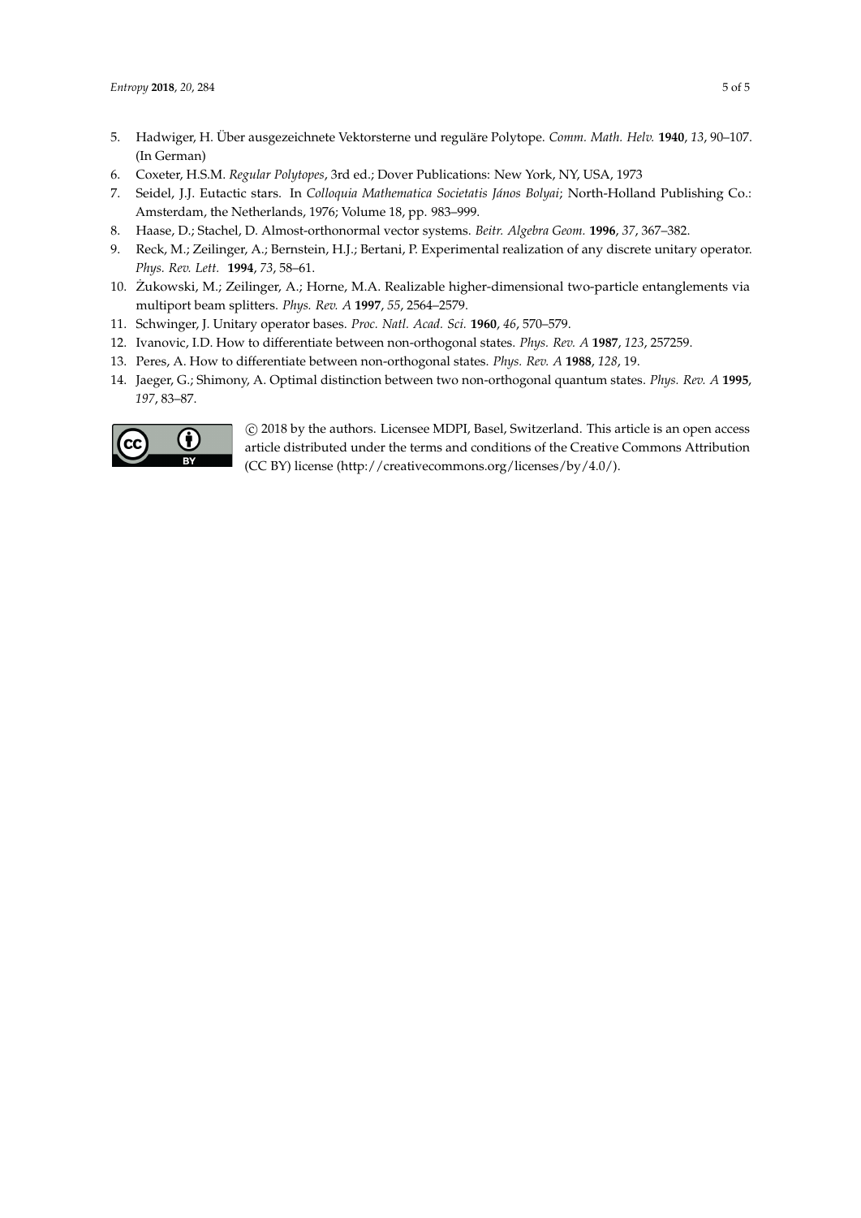5. Hadwiger, H. Über ausgezeichnete Vektorsterne und reguläre Polytope. *Comm. Math. Helv.* **1940**, *13*, 90–107. (In German)
6. Coxeter, H.S.M. *Regular Polytopes*, 3rd ed.; Dover Publications: New York, NY, USA, 1973
7. Seidel, J.J. Eutactic stars. In *Colloquia Mathematica Societatis János Bolyai*; North-Holland Publishing Co.: Amsterdam, the Netherlands, 1976; Volume 18, pp. 983–999.
8. Haase, D.; Stachel, D. Almost-orthonormal vector systems. *Beitr. Algebra Geom.* **1996**, *37*, 367–382.
9. Reck, M.; Zeilinger, A.; Bernstein, H.J.; Bertani, P. Experimental realization of any discrete unitary operator. *Phys. Rev. Lett.* **1994**, *73*, 58–61.
10. Żukowski, M.; Zeilinger, A.; Horne, M.A. Realizable higher-dimensional two-particle entanglements via multiport beam splitters. *Phys. Rev. A* **1997**, *55*, 2564–2579.
11. Schwinger, J. Unitary operator bases. *Proc. Natl. Acad. Sci.* **1960**, *46*, 570–579.
12. Ivanovic, I.D. How to differentiate between non-orthogonal states. *Phys. Rev. A* **1987**, *123*, 257259.
13. Peres, A. How to differentiate between non-orthogonal states. *Phys. Rev. A* **1988**, *128*, 19.
14. Jaeger, G.; Shimony, A. Optimal distinction between two non-orthogonal quantum states. *Phys. Rev. A* **1995**, *197*, 83–87.

© 2018 by the authors. Licensee MDPI, Basel, Switzerland. This article is an open access article distributed under the terms and conditions of the Creative Commons Attribution (CC BY) license (http://creativecommons.org/licenses/by/4.0/).